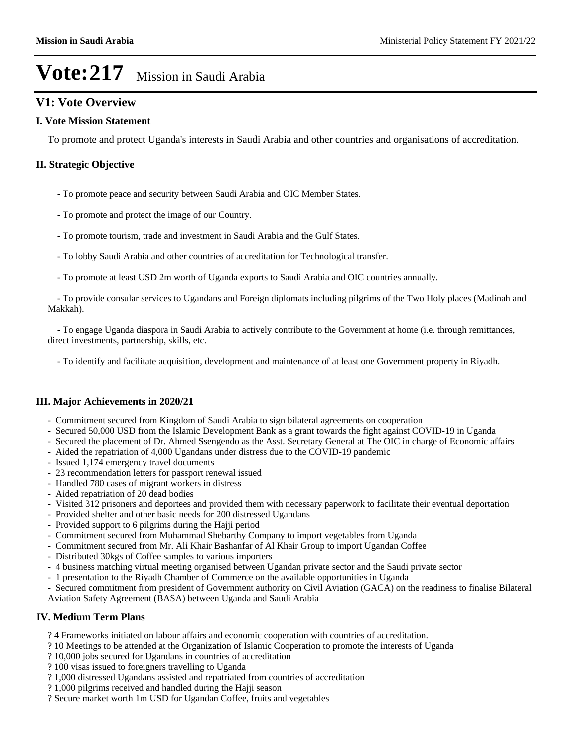# Vote:217 Mission in Saudi Arabia

## V1: Vote Overview

### I. Vote Mission Statement

To promote and protect Uganda's interests in Saudi Arabia and other countries and organisations of accreditation.

### II. Strategic Objective

- To promote peace and security between Saudi Arabia and OIC Member States.
- To promote and protect the image of our Country.
- To promote tourism, trade and investment in Saudi Arabia and the Gulf States.
- To lobby Saudi Arabia and other countries of accreditation for Technological transfer.
- To promote at least USD 2m worth of Uganda exports to Saudi Arabia and OIC countries annually.
- To provide consular services to Ugandans and Foreign diplomats including pilgrims of the Two Holy places (Madinah and Makkah).
- To engage Uganda diaspora in Saudi Arabia to actively contribute to the Government at home (i.e. through remittances, direct investments, partnership, skills, etc.
- To identify and facilitate acquisition, development and maintenance of at least one Government property in Riyadh.

### III. Major Achievements in 2020/21

- Commitment secured from Kingdom of Saudi Arabia to sign bilateral agreements on cooperation
- Secured 50,000 USD from the Islamic Development Bank as a grant towards the fight against COVID-19 in Uganda
- Secured the placement of Dr. Ahmed Ssengendo as the Asst. Secretary General at The OIC in charge of Economic affairs
- Aided the repatriation of 4,000 Ugandans under distress due to the COVID-19 pandemic
- Issued 1,174 emergency travel documents
- 23 recommendation letters for passport renewal issued
- Handled 780 cases of migrant workers in distress
- Aided repatriation of 20 dead bodies
- Visited 312 prisoners and deportees and provided them with necessary paperwork to facilitate their eventual deportation
- Provided shelter and other basic needs for 200 distressed Ugandans
- Provided support to 6 pilgrims during the Hajji period
- Commitment secured from Muhammad Shebarthy Company to import vegetables from Uganda
- Commitment secured from Mr. Ali Khair Bashanfar of Al Khair Group to import Ugandan Coffee
- Distributed 30kgs of Coffee samples to various importers
- 4 business matching virtual meeting organised between Ugandan private sector and the Saudi private sector
- 1 presentation to the Riyadh Chamber of Commerce on the available opportunities in Uganda
- Secured commitment from president of Government authority on Civil Aviation (GACA) on the readiness to finalise Bilateral Aviation Safety Agreement (BASA) between Uganda and Saudi Arabia

### IV. Medium Term Plans

? 4 Frameworks initiated on labour affairs and economic cooperation with countries of accreditation.
? 10 Meetings to be attended at the Organization of Islamic Cooperation to promote the interests of Uganda
? 10,000 jobs secured for Ugandans in countries of accreditation
? 100 visas issued to foreigners travelling to Uganda
? 1,000 distressed Ugandans assisted and repatriated from countries of accreditation
? 1,000 pilgrims received and handled during the Hajji season
? Secure market worth 1m USD for Ugandan Coffee, fruits and vegetables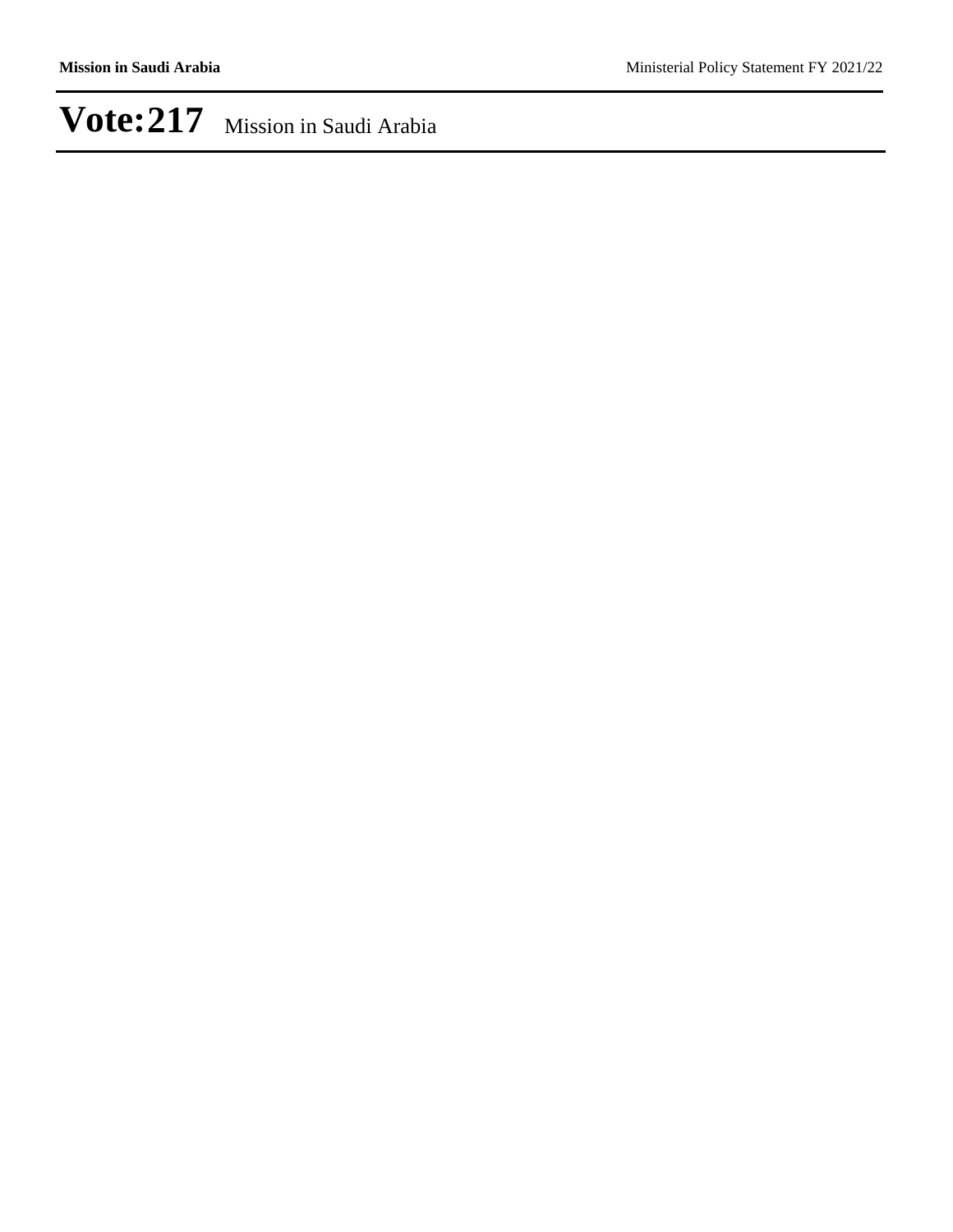# Vote:217 Mission in Saudi Arabia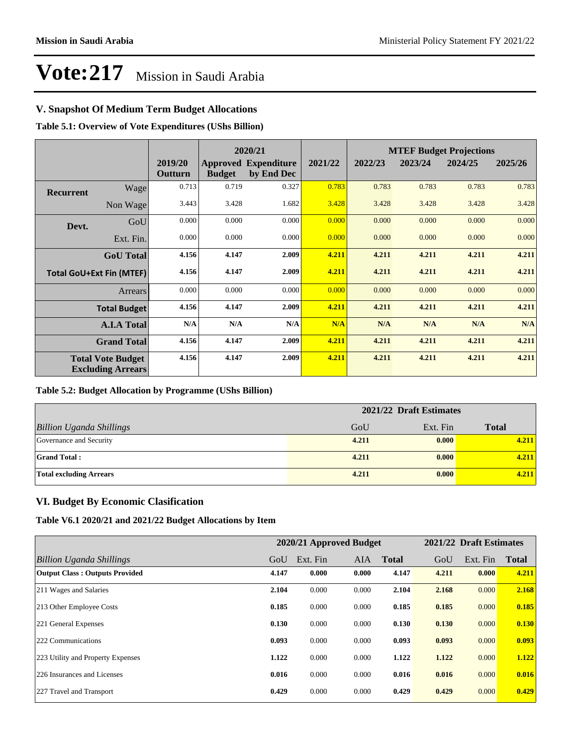# Vote:217 Mission in Saudi Arabia

## V. Snapshot Of Medium Term Budget Allocations

**Table 5.1: Overview of Vote Expenditures (UShs Billion)**

| | | | 2020/21 | | | MTEF Budget Projections | | | |
|---|---|---|---|---|---|---|---|---|---|
| | | 2019/20 Outturn | Approved Budget | Expenditure by End Dec | 2021/22 | 2022/23 | 2023/24 | 2024/25 | 2025/26 |
| **Recurrent** | Wage | 0.713 | 0.719 | 0.327 | 0.783 | 0.783 | 0.783 | 0.783 | 0.783 |
| | Non Wage | 3.443 | 3.428 | 1.682 | 3.428 | 3.428 | 3.428 | 3.428 | 3.428 |
| **Devt.** | GoU | 0.000 | 0.000 | 0.000 | 0.000 | 0.000 | 0.000 | 0.000 | 0.000 |
| | Ext. Fin. | 0.000 | 0.000 | 0.000 | 0.000 | 0.000 | 0.000 | 0.000 | 0.000 |
| | **GoU Total** | **4.156** | **4.147** | **2.009** | **4.211** | **4.211** | **4.211** | **4.211** | **4.211** |
| **Total GoU+Ext Fin (MTEF)** | | **4.156** | **4.147** | **2.009** | **4.211** | **4.211** | **4.211** | **4.211** | **4.211** |
| | Arrears | 0.000 | 0.000 | 0.000 | 0.000 | 0.000 | 0.000 | 0.000 | 0.000 |
| | **Total Budget** | **4.156** | **4.147** | **2.009** | **4.211** | **4.211** | **4.211** | **4.211** | **4.211** |
| | **A.I.A Total** | **N/A** | **N/A** | **N/A** | **N/A** | **N/A** | **N/A** | **N/A** | **N/A** |
| | **Grand Total** | **4.156** | **4.147** | **2.009** | **4.211** | **4.211** | **4.211** | **4.211** | **4.211** |
| **Total Vote Budget Excluding Arrears** | | **4.156** | **4.147** | **2.009** | **4.211** | **4.211** | **4.211** | **4.211** | **4.211** |

**Table 5.2: Budget Allocation by Programme (UShs Billion)**

| | 2021/22 Draft Estimates | | |
|---|---|---|---|
| *Billion Uganda Shillings* | GoU | Ext. Fin | **Total** |
| Governance and Security | **4.211** | **0.000** | **4.211** |
| **Grand Total :** | **4.211** | **0.000** | **4.211** |
| **Total excluding Arrears** | **4.211** | **0.000** | **4.211** |

## VI. Budget By Economic Clasification

**Table V6.1 2020/21 and 2021/22 Budget Allocations by Item**

| | 2020/21 Approved Budget | | | | 2021/22 Draft Estimates | | |
|---|---|---|---|---|---|---|---|
| *Billion Uganda Shillings* | GoU | Ext. Fin | AIA | **Total** | GoU | Ext. Fin | **Total** |
| **Output Class : Outputs Provided** | **4.147** | **0.000** | **0.000** | **4.147** | **4.211** | **0.000** | **4.211** |
| 211 Wages and Salaries | **2.104** | 0.000 | 0.000 | **2.104** | **2.168** | 0.000 | **2.168** |
| 213 Other Employee Costs | **0.185** | 0.000 | 0.000 | **0.185** | **0.185** | 0.000 | **0.185** |
| 221 General Expenses | **0.130** | 0.000 | 0.000 | **0.130** | **0.130** | 0.000 | **0.130** |
| 222 Communications | **0.093** | 0.000 | 0.000 | **0.093** | **0.093** | 0.000 | **0.093** |
| 223 Utility and Property Expenses | **1.122** | 0.000 | 0.000 | **1.122** | **1.122** | 0.000 | **1.122** |
| 226 Insurances and Licenses | **0.016** | 0.000 | 0.000 | **0.016** | **0.016** | 0.000 | **0.016** |
| 227 Travel and Transport | **0.429** | 0.000 | 0.000 | **0.429** | **0.429** | 0.000 | **0.429** |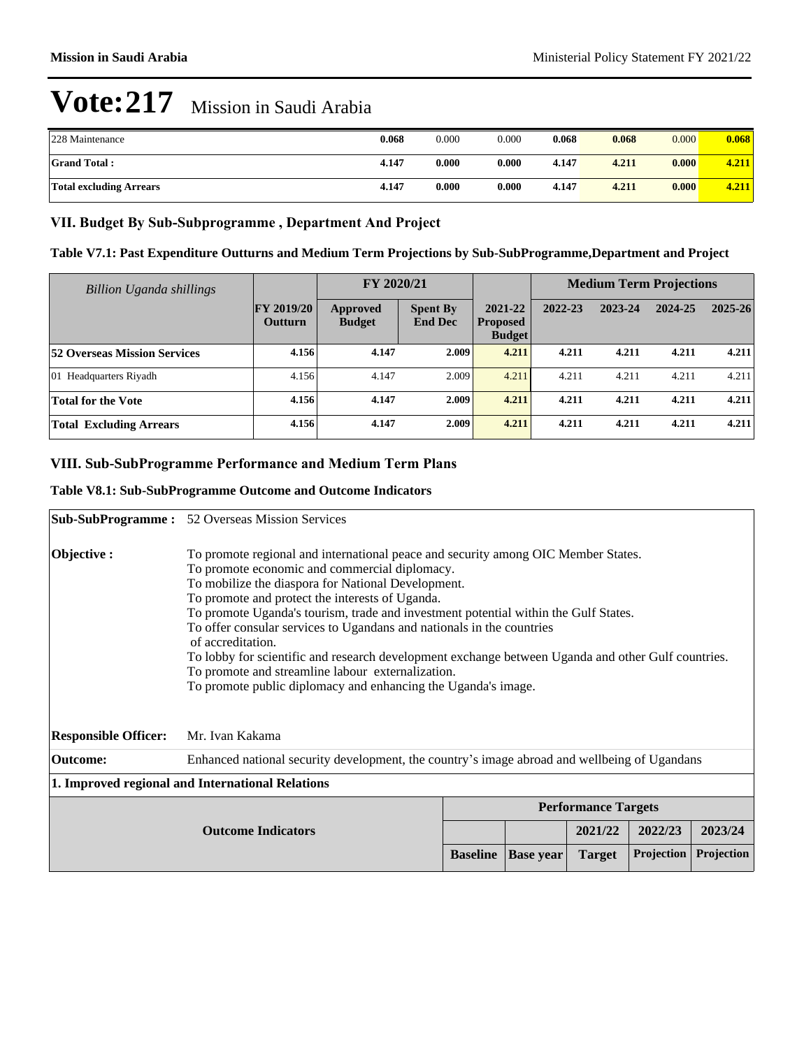# Vote:217 Mission in Saudi Arabia

| | | | | | | | |
|---|---|---|---|---|---|---|---|
| 228 Maintenance | **0.068** | 0.000 | 0.000 | **0.068** | **0.068** | 0.000 | **0.068** |
| **Grand Total :** | **4.147** | **0.000** | **0.000** | **4.147** | **4.211** | **0.000** | **4.211** |
| **Total excluding Arrears** | **4.147** | **0.000** | **0.000** | **4.147** | **4.211** | **0.000** | **4.211** |

## VII. Budget By Sub-Subprogramme , Department And Project

### Table V7.1: Past Expenditure Outturns and Medium Term Projections by Sub-SubProgramme,Department and Project

| *Billion Uganda shillings* | | FY 2020/21 | | | Medium Term Projections | | | |
|---|---|---|---|---|---|---|---|---|
| | **FY 2019/20 Outturn** | **Approved Budget** | **Spent By End Dec** | **2021-22 Proposed Budget** | **2022-23** | **2023-24** | **2024-25** | **2025-26** |
| **52 Overseas Mission Services** | **4.156** | **4.147** | **2.009** | **4.211** | **4.211** | **4.211** | **4.211** | **4.211** |
| 01 Headquarters Riyadh | 4.156 | 4.147 | 2.009 | 4.211 | 4.211 | 4.211 | 4.211 | 4.211 |
| **Total for the Vote** | **4.156** | **4.147** | **2.009** | **4.211** | **4.211** | **4.211** | **4.211** | **4.211** |
| **Total Excluding Arrears** | **4.156** | **4.147** | **2.009** | **4.211** | **4.211** | **4.211** | **4.211** | **4.211** |

## VIII. Sub-SubProgramme Performance and Medium Term Plans

### Table V8.1: Sub-SubProgramme Outcome and Outcome Indicators

**Sub-SubProgramme :** 52 Overseas Mission Services

**Objective :**
To promote regional and international peace and security among OIC Member States.
To promote economic and commercial diplomacy.
To mobilize the diaspora for National Development.
To promote and protect the interests of Uganda.
To promote Uganda's tourism, trade and investment potential within the Gulf States.
To offer consular services to Ugandans and nationals in the countries of accreditation.
To lobby for scientific and research development exchange between Uganda and other Gulf countries.
To promote and streamline labour externalization.
To promote public diplomacy and enhancing the Uganda's image.

**Responsible Officer:** Mr. Ivan Kakama

**Outcome:** Enhanced national security development, the country's image abroad and wellbeing of Ugandans

**1. Improved regional and International Relations**

| Outcome Indicators | Performance Targets | | | | |
|---|---|---|---|---|---|
| | | | **2021/22** | **2022/23** | **2023/24** |
| | **Baseline** | **Base year** | **Target** | **Projection** | **Projection** |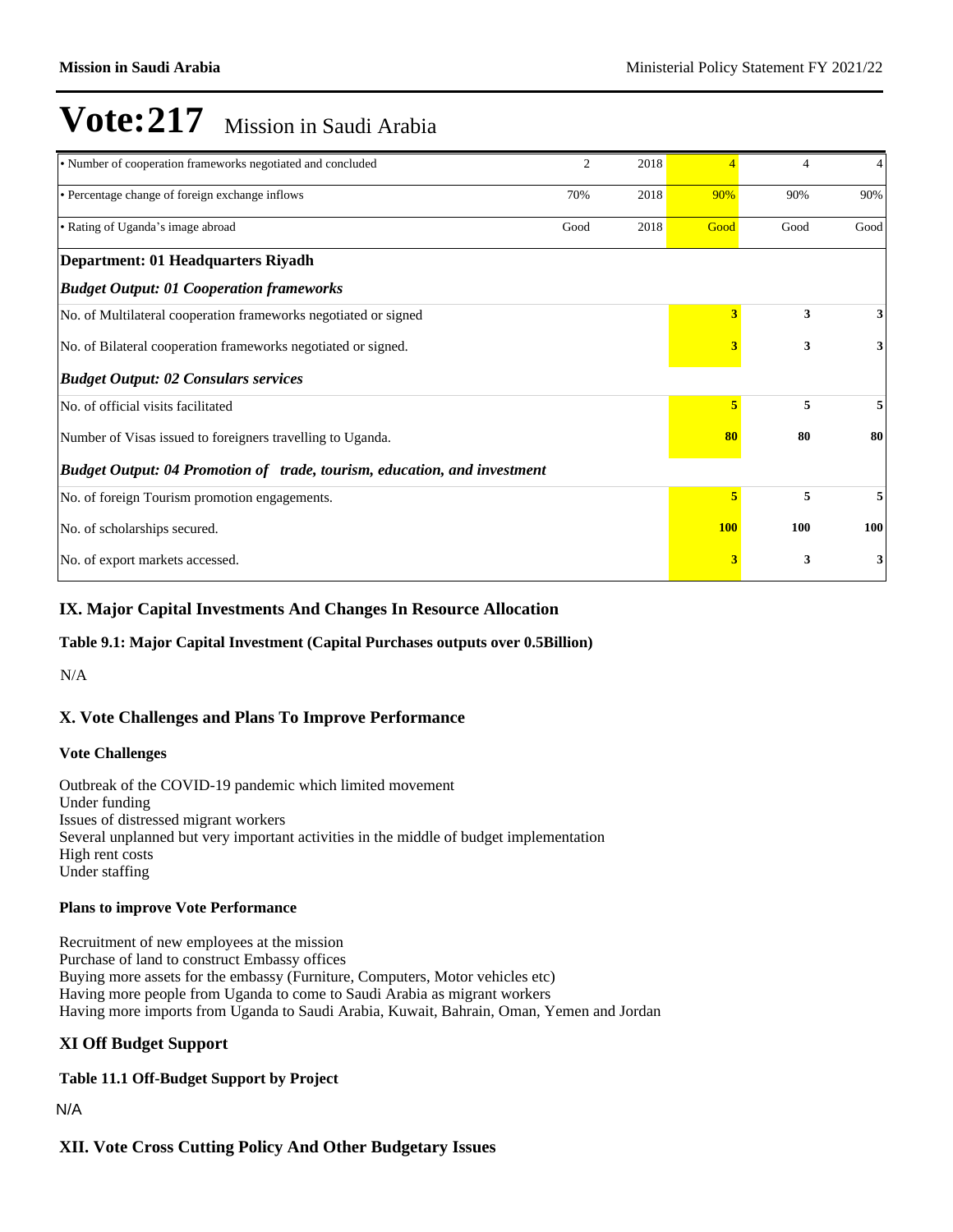# Vote:217 Mission in Saudi Arabia

| | | | | | |
|---|---|---|---|---|---|
| • Number of cooperation frameworks negotiated and concluded | 2 | 2018 | 4 | 4 | 4 |
| • Percentage change of foreign exchange inflows | 70% | 2018 | 90% | 90% | 90% |
| • Rating of Uganda's image abroad | Good | 2018 | Good | Good | Good |
| **Department: 01 Headquarters Riyadh** | | | | | |
| ***Budget Output: 01 Cooperation frameworks*** | | | | | |
| No. of Multilateral cooperation frameworks negotiated or signed | | | **3** | **3** | **3** |
| No. of Bilateral cooperation frameworks negotiated or signed. | | | **3** | **3** | **3** |
| ***Budget Output: 02 Consulars services*** | | | | | |
| No. of official visits facilitated | | | **5** | **5** | **5** |
| Number of Visas issued to foreigners travelling to Uganda. | | | **80** | **80** | **80** |
| ***Budget Output: 04 Promotion of trade, tourism, education, and investment*** | | | | | |
| No. of foreign Tourism promotion engagements. | | | **5** | **5** | **5** |
| No. of scholarships secured. | | | **100** | **100** | **100** |
| No. of export markets accessed. | | | **3** | **3** | **3** |

## IX. Major Capital Investments And Changes In Resource Allocation

### Table 9.1: Major Capital Investment (Capital Purchases outputs over 0.5Billion)

N/A

## X. Vote Challenges and Plans To Improve Performance

### Vote Challenges

Outbreak of the COVID-19 pandemic which limited movement
Under funding
Issues of distressed migrant workers
Several unplanned but very important activities in the middle of budget implementation
High rent costs
Under staffing

### Plans to improve Vote Performance

Recruitment of new employees at the mission
Purchase of land to construct Embassy offices
Buying more assets for the embassy (Furniture, Computers, Motor vehicles etc)
Having more people from Uganda to come to Saudi Arabia as migrant workers
Having more imports from Uganda to Saudi Arabia, Kuwait, Bahrain, Oman, Yemen and Jordan

## XI Off Budget Support

### Table 11.1 Off-Budget Support by Project

N/A

## XII. Vote Cross Cutting Policy And Other Budgetary Issues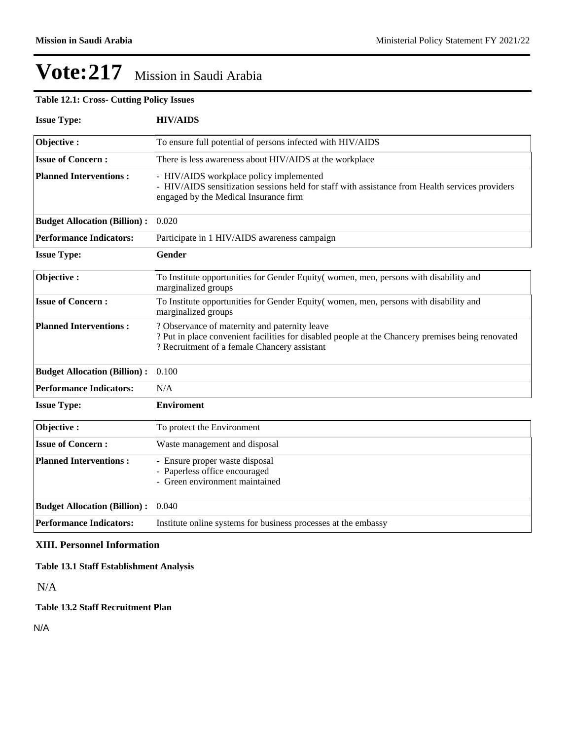# Vote:217 Mission in Saudi Arabia

**Table 12.1: Cross- Cutting Policy Issues**

**Issue Type:** **HIV/AIDS**

| | |
|---|---|
| **Objective :** | To ensure full potential of persons infected with HIV/AIDS |
| **Issue of Concern :** | There is less awareness about HIV/AIDS at the workplace |
| **Planned Interventions :** | - HIV/AIDS workplace policy implemented<br>- HIV/AIDS sensitization sessions held for staff with assistance from Health services providers engaged by the Medical Insurance firm |
| **Budget Allocation (Billion) :** | 0.020 |
| **Performance Indicators:** | Participate in 1 HIV/AIDS awareness campaign |

**Issue Type:** **Gender**

| | |
|---|---|
| **Objective :** | To Institute opportunities for Gender Equity( women, men, persons with disability and marginalized groups |
| **Issue of Concern :** | To Institute opportunities for Gender Equity( women, men, persons with disability and marginalized groups |
| **Planned Interventions :** | ? Observance of maternity and paternity leave<br>? Put in place convenient facilities for disabled people at the Chancery premises being renovated<br>? Recruitment of a female Chancery assistant |
| **Budget Allocation (Billion) :** | 0.100 |
| **Performance Indicators:** | N/A |

**Issue Type:** **Enviroment**

| | |
|---|---|
| **Objective :** | To protect the Environment |
| **Issue of Concern :** | Waste management and disposal |
| **Planned Interventions :** | - Ensure proper waste disposal<br>- Paperless office encouraged<br>- Green environment maintained |
| **Budget Allocation (Billion) :** | 0.040 |
| **Performance Indicators:** | Institute online systems for business processes at the embassy |

## XIII. Personnel Information

**Table 13.1 Staff Establishment Analysis**

N/A

**Table 13.2 Staff Recruitment Plan**

N/A